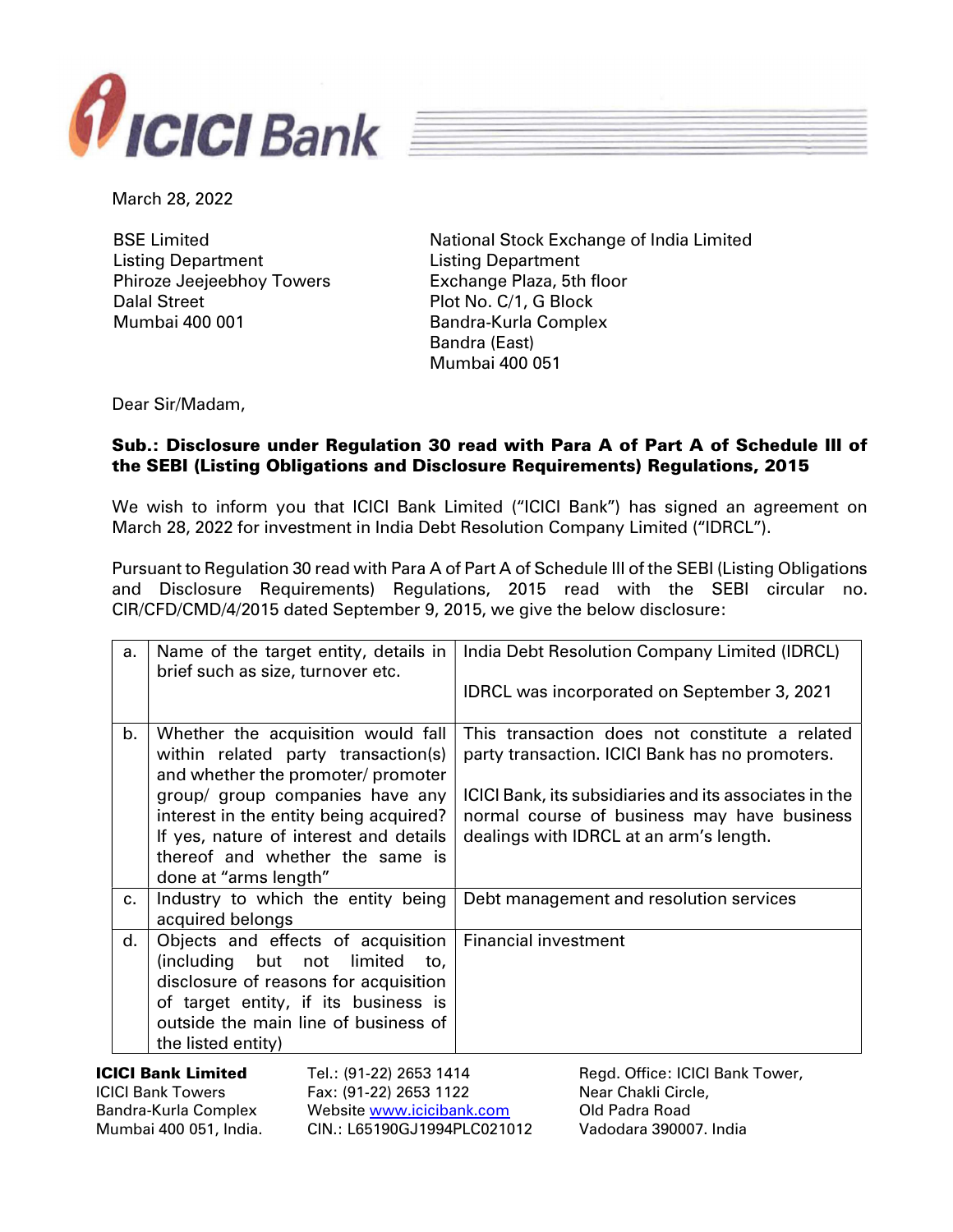March 28, 2022

BSE Limited
Listing Department
Phiroze Jeejeebhoy Towers
Dalal Street
Mumbai 400 001

National Stock Exchange of India Limited
Listing Department
Exchange Plaza, 5th floor
Plot No. C/1, G Block
Bandra-Kurla Complex
Bandra (East)
Mumbai 400 051

Dear Sir/Madam,

**Sub.: Disclosure under Regulation 30 read with Para A of Part A of Schedule III of the SEBI (Listing Obligations and Disclosure Requirements) Regulations, 2015**

We wish to inform you that ICICI Bank Limited ("ICICI Bank") has signed an agreement on March 28, 2022 for investment in India Debt Resolution Company Limited ("IDRCL").

Pursuant to Regulation 30 read with Para A of Part A of Schedule III of the SEBI (Listing Obligations and Disclosure Requirements) Regulations, 2015 read with the SEBI circular no. CIR/CFD/CMD/4/2015 dated September 9, 2015, we give the below disclosure:

| | | |
|---|---|---|
| a. | Name of the target entity, details in brief such as size, turnover etc. | India Debt Resolution Company Limited (IDRCL)<br><br>IDRCL was incorporated on September 3, 2021 |
| b. | Whether the acquisition would fall within related party transaction(s) and whether the promoter/ promoter group/ group companies have any interest in the entity being acquired? If yes, nature of interest and details thereof and whether the same is done at "arms length" | This transaction does not constitute a related party transaction. ICICI Bank has no promoters.<br><br>ICICI Bank, its subsidiaries and its associates in the normal course of business may have business dealings with IDRCL at an arm's length. |
| c. | Industry to which the entity being acquired belongs | Debt management and resolution services |
| d. | Objects and effects of acquisition (including but not limited to, disclosure of reasons for acquisition of target entity, if its business is outside the main line of business of the listed entity) | Financial investment |

**ICICI Bank Limited**
ICICI Bank Towers
Bandra-Kurla Complex
Mumbai 400 051, India.

Tel.: (91-22) 2653 1414
Fax: (91-22) 2653 1122
Website www.icicibank.com
CIN.: L65190GJ1994PLC021012

Regd. Office: ICICI Bank Tower,
Near Chakli Circle,
Old Padra Road
Vadodara 390007. India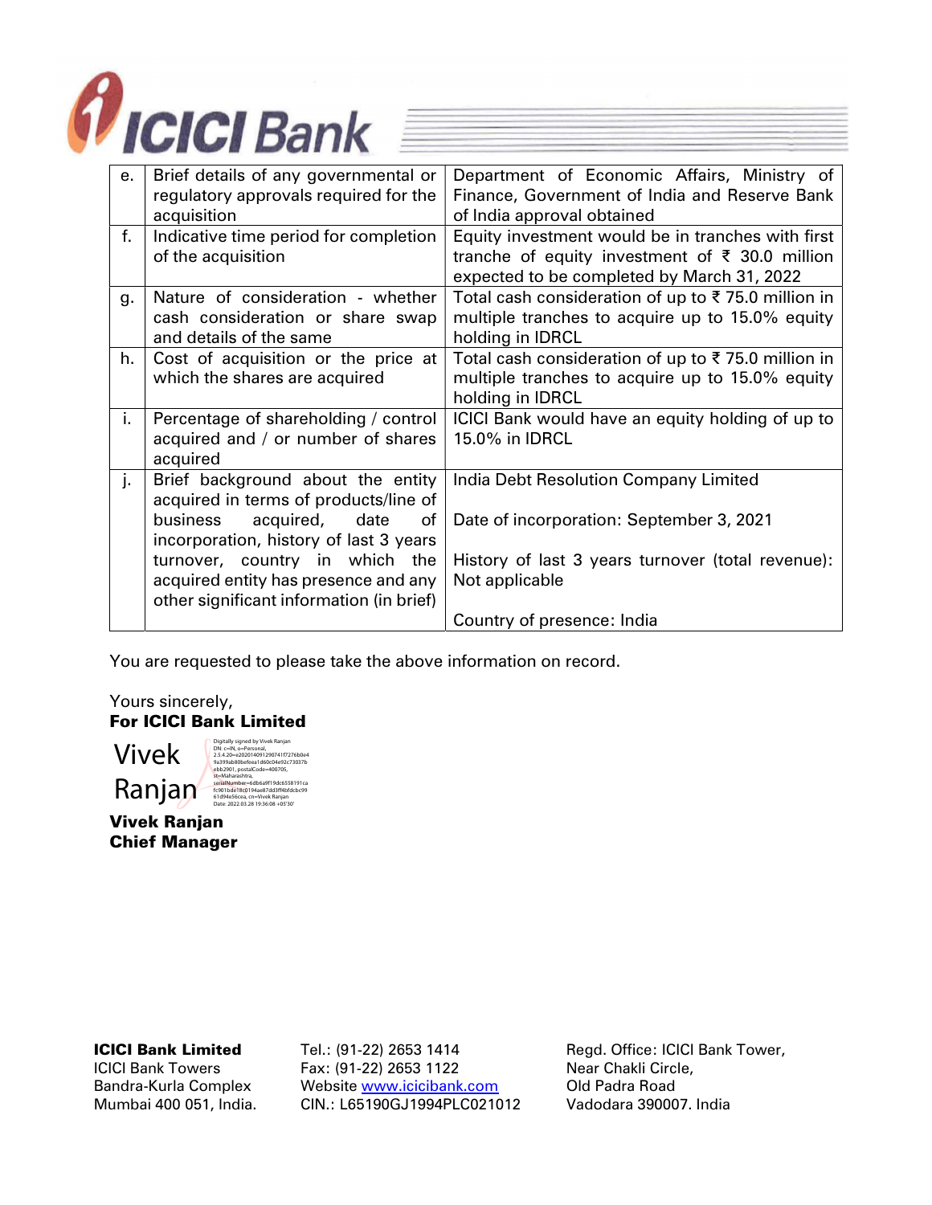| | | |
|---|---|---|
| e. | Brief details of any governmental or regulatory approvals required for the acquisition | Department of Economic Affairs, Ministry of Finance, Government of India and Reserve Bank of India approval obtained |
| f. | Indicative time period for completion of the acquisition | Equity investment would be in tranches with first tranche of equity investment of ₹ 30.0 million expected to be completed by March 31, 2022 |
| g. | Nature of consideration - whether cash consideration or share swap and details of the same | Total cash consideration of up to ₹ 75.0 million in multiple tranches to acquire up to 15.0% equity holding in IDRCL |
| h. | Cost of acquisition or the price at which the shares are acquired | Total cash consideration of up to ₹ 75.0 million in multiple tranches to acquire up to 15.0% equity holding in IDRCL |
| i. | Percentage of shareholding / control acquired and / or number of shares acquired | ICICI Bank would have an equity holding of up to 15.0% in IDRCL |
| j. | Brief background about the entity acquired in terms of products/line of business acquired, date of incorporation, history of last 3 years turnover, country in which the acquired entity has presence and any other significant information (in brief) | India Debt Resolution Company Limited<br><br>Date of incorporation: September 3, 2021<br><br>History of last 3 years turnover (total revenue): Not applicable<br><br>Country of presence: India |

You are requested to please take the above information on record.

Yours sincerely,
**For ICICI Bank Limited**

Vivek Ranjan

Digitally signed by Vivek Ranjan
Date: 2022.03.28 19:36:08 +05'30'

**Vivek Ranjan**
**Chief Manager**

**ICICI Bank Limited**
ICICI Bank Towers
Bandra-Kurla Complex
Mumbai 400 051, India.

Tel.: (91-22) 2653 1414
Fax: (91-22) 2653 1122
Website www.icicibank.com
CIN.: L65190GJ1994PLC021012

Regd. Office: ICICI Bank Tower,
Near Chakli Circle,
Old Padra Road
Vadodara 390007. India